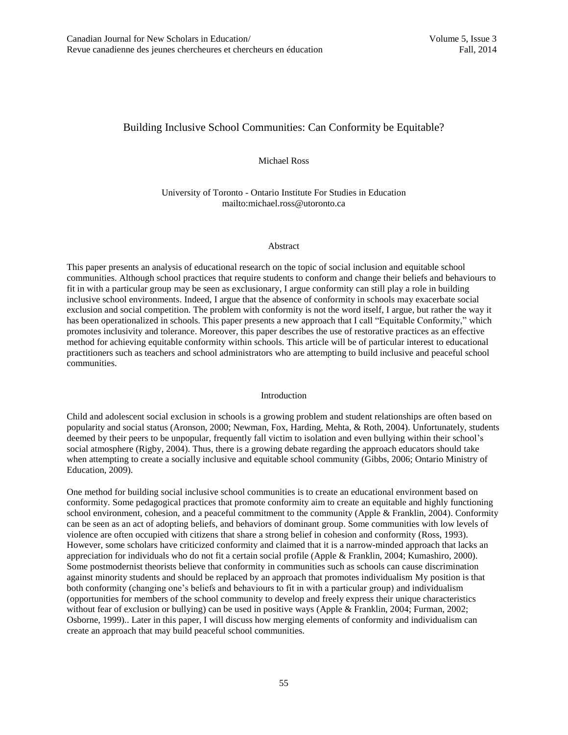# Building Inclusive School Communities: Can Conformity be Equitable?

Michael Ross

University of Toronto - Ontario Institute For Studies in Education
mailto:michael.ross@utoronto.ca

## Abstract

This paper presents an analysis of educational research on the topic of social inclusion and equitable school communities. Although school practices that require students to conform and change their beliefs and behaviours to fit in with a particular group may be seen as exclusionary, I argue conformity can still play a role in building inclusive school environments. Indeed, I argue that the absence of conformity in schools may exacerbate social exclusion and social competition. The problem with conformity is not the word itself, I argue, but rather the way it has been operationalized in schools. This paper presents a new approach that I call "Equitable Conformity," which promotes inclusivity and tolerance. Moreover, this paper describes the use of restorative practices as an effective method for achieving equitable conformity within schools. This article will be of particular interest to educational practitioners such as teachers and school administrators who are attempting to build inclusive and peaceful school communities.

## Introduction

Child and adolescent social exclusion in schools is a growing problem and student relationships are often based on popularity and social status (Aronson, 2000; Newman, Fox, Harding, Mehta, & Roth, 2004). Unfortunately, students deemed by their peers to be unpopular, frequently fall victim to isolation and even bullying within their school's social atmosphere (Rigby, 2004). Thus, there is a growing debate regarding the approach educators should take when attempting to create a socially inclusive and equitable school community (Gibbs, 2006; Ontario Ministry of Education, 2009).

One method for building social inclusive school communities is to create an educational environment based on conformity. Some pedagogical practices that promote conformity aim to create an equitable and highly functioning school environment, cohesion, and a peaceful commitment to the community (Apple & Franklin, 2004). Conformity can be seen as an act of adopting beliefs, and behaviors of dominant group. Some communities with low levels of violence are often occupied with citizens that share a strong belief in cohesion and conformity (Ross, 1993). However, some scholars have criticized conformity and claimed that it is a narrow-minded approach that lacks an appreciation for individuals who do not fit a certain social profile (Apple & Franklin, 2004; Kumashiro, 2000). Some postmodernist theorists believe that conformity in communities such as schools can cause discrimination against minority students and should be replaced by an approach that promotes individualism My position is that both conformity (changing one's beliefs and behaviours to fit in with a particular group) and individualism (opportunities for members of the school community to develop and freely express their unique characteristics without fear of exclusion or bullying) can be used in positive ways (Apple & Franklin, 2004; Furman, 2002; Osborne, 1999).. Later in this paper, I will discuss how merging elements of conformity and individualism can create an approach that may build peaceful school communities.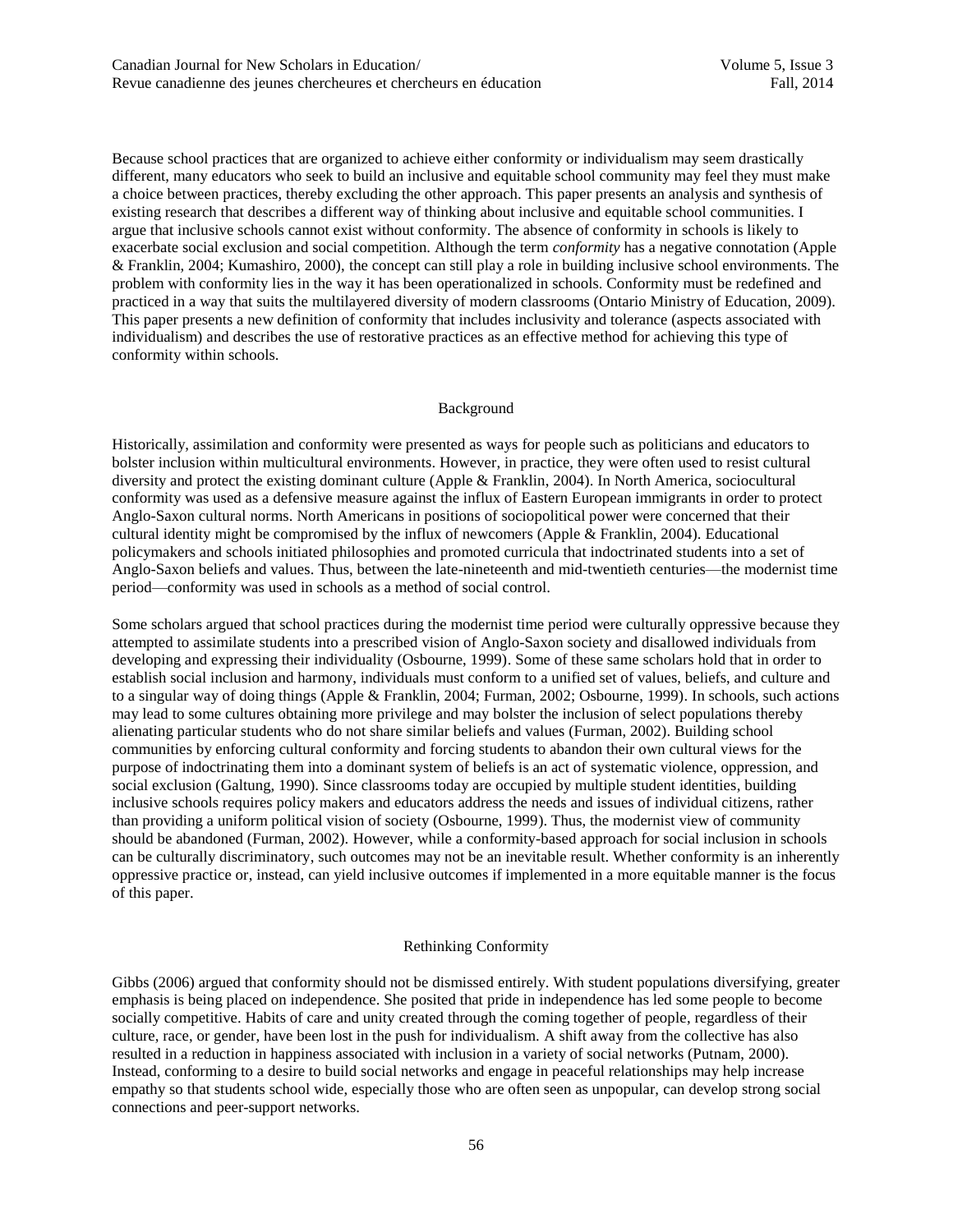Because school practices that are organized to achieve either conformity or individualism may seem drastically different, many educators who seek to build an inclusive and equitable school community may feel they must make a choice between practices, thereby excluding the other approach. This paper presents an analysis and synthesis of existing research that describes a different way of thinking about inclusive and equitable school communities. I argue that inclusive schools cannot exist without conformity. The absence of conformity in schools is likely to exacerbate social exclusion and social competition. Although the term *conformity* has a negative connotation (Apple & Franklin, 2004; Kumashiro, 2000), the concept can still play a role in building inclusive school environments. The problem with conformity lies in the way it has been operationalized in schools. Conformity must be redefined and practiced in a way that suits the multilayered diversity of modern classrooms (Ontario Ministry of Education, 2009). This paper presents a new definition of conformity that includes inclusivity and tolerance (aspects associated with individualism) and describes the use of restorative practices as an effective method for achieving this type of conformity within schools.

## Background

Historically, assimilation and conformity were presented as ways for people such as politicians and educators to bolster inclusion within multicultural environments. However, in practice, they were often used to resist cultural diversity and protect the existing dominant culture (Apple & Franklin, 2004). In North America, sociocultural conformity was used as a defensive measure against the influx of Eastern European immigrants in order to protect Anglo-Saxon cultural norms. North Americans in positions of sociopolitical power were concerned that their cultural identity might be compromised by the influx of newcomers (Apple & Franklin, 2004). Educational policymakers and schools initiated philosophies and promoted curricula that indoctrinated students into a set of Anglo-Saxon beliefs and values. Thus, between the late-nineteenth and mid-twentieth centuries—the modernist time period—conformity was used in schools as a method of social control.

Some scholars argued that school practices during the modernist time period were culturally oppressive because they attempted to assimilate students into a prescribed vision of Anglo-Saxon society and disallowed individuals from developing and expressing their individuality (Osbourne, 1999). Some of these same scholars hold that in order to establish social inclusion and harmony, individuals must conform to a unified set of values, beliefs, and culture and to a singular way of doing things (Apple & Franklin, 2004; Furman, 2002; Osbourne, 1999). In schools, such actions may lead to some cultures obtaining more privilege and may bolster the inclusion of select populations thereby alienating particular students who do not share similar beliefs and values (Furman, 2002). Building school communities by enforcing cultural conformity and forcing students to abandon their own cultural views for the purpose of indoctrinating them into a dominant system of beliefs is an act of systematic violence, oppression, and social exclusion (Galtung, 1990). Since classrooms today are occupied by multiple student identities, building inclusive schools requires policy makers and educators address the needs and issues of individual citizens, rather than providing a uniform political vision of society (Osbourne, 1999). Thus, the modernist view of community should be abandoned (Furman, 2002). However, while a conformity-based approach for social inclusion in schools can be culturally discriminatory, such outcomes may not be an inevitable result. Whether conformity is an inherently oppressive practice or, instead, can yield inclusive outcomes if implemented in a more equitable manner is the focus of this paper.

## Rethinking Conformity

Gibbs (2006) argued that conformity should not be dismissed entirely. With student populations diversifying, greater emphasis is being placed on independence. She posited that pride in independence has led some people to become socially competitive. Habits of care and unity created through the coming together of people, regardless of their culture, race, or gender, have been lost in the push for individualism. A shift away from the collective has also resulted in a reduction in happiness associated with inclusion in a variety of social networks (Putnam, 2000). Instead, conforming to a desire to build social networks and engage in peaceful relationships may help increase empathy so that students school wide, especially those who are often seen as unpopular, can develop strong social connections and peer-support networks.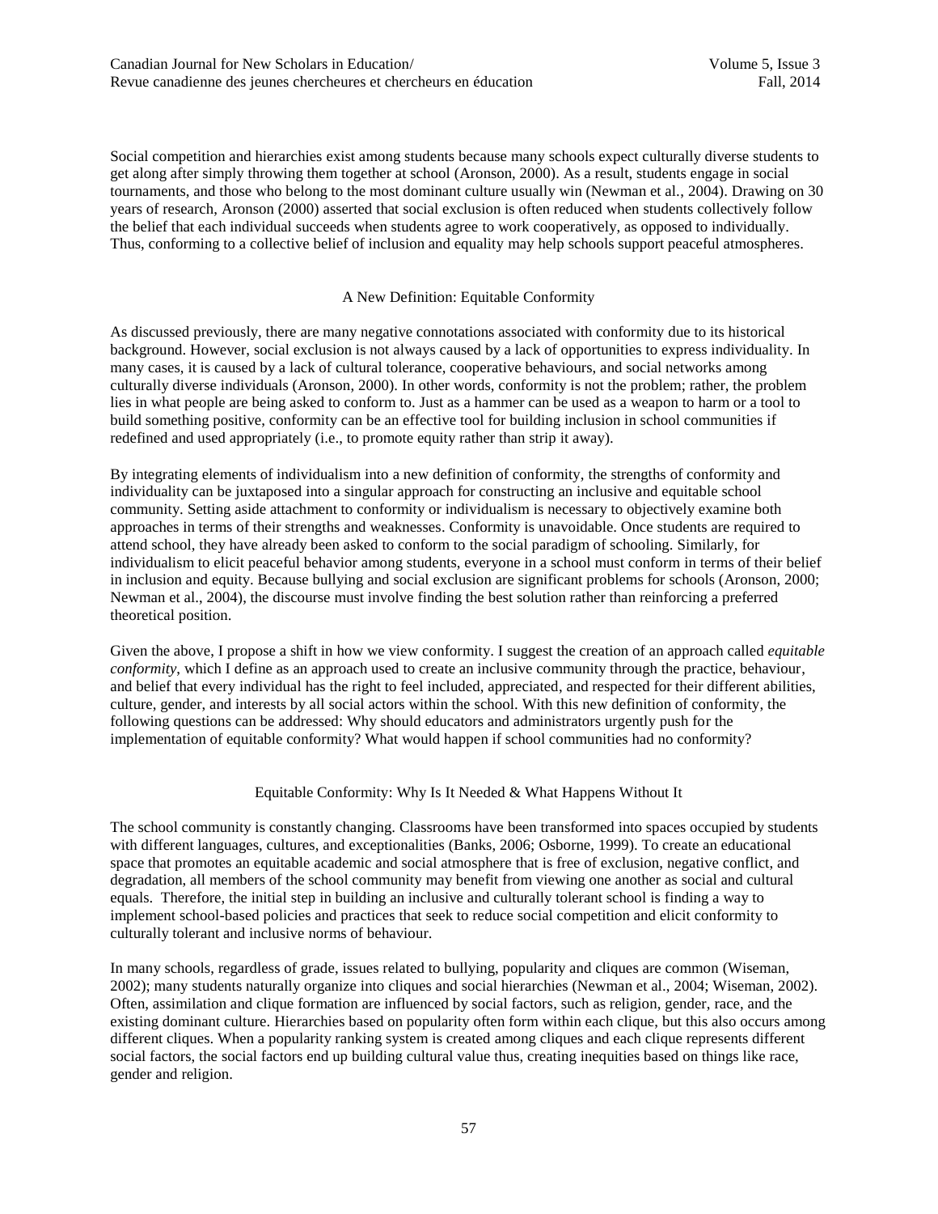Social competition and hierarchies exist among students because many schools expect culturally diverse students to get along after simply throwing them together at school (Aronson, 2000). As a result, students engage in social tournaments, and those who belong to the most dominant culture usually win (Newman et al., 2004). Drawing on 30 years of research, Aronson (2000) asserted that social exclusion is often reduced when students collectively follow the belief that each individual succeeds when students agree to work cooperatively, as opposed to individually. Thus, conforming to a collective belief of inclusion and equality may help schools support peaceful atmospheres.

## A New Definition: Equitable Conformity

As discussed previously, there are many negative connotations associated with conformity due to its historical background. However, social exclusion is not always caused by a lack of opportunities to express individuality. In many cases, it is caused by a lack of cultural tolerance, cooperative behaviours, and social networks among culturally diverse individuals (Aronson, 2000). In other words, conformity is not the problem; rather, the problem lies in what people are being asked to conform to. Just as a hammer can be used as a weapon to harm or a tool to build something positive, conformity can be an effective tool for building inclusion in school communities if redefined and used appropriately (i.e., to promote equity rather than strip it away).

By integrating elements of individualism into a new definition of conformity, the strengths of conformity and individuality can be juxtaposed into a singular approach for constructing an inclusive and equitable school community. Setting aside attachment to conformity or individualism is necessary to objectively examine both approaches in terms of their strengths and weaknesses. Conformity is unavoidable. Once students are required to attend school, they have already been asked to conform to the social paradigm of schooling. Similarly, for individualism to elicit peaceful behavior among students, everyone in a school must conform in terms of their belief in inclusion and equity. Because bullying and social exclusion are significant problems for schools (Aronson, 2000; Newman et al., 2004), the discourse must involve finding the best solution rather than reinforcing a preferred theoretical position.

Given the above, I propose a shift in how we view conformity. I suggest the creation of an approach called *equitable conformity*, which I define as an approach used to create an inclusive community through the practice, behaviour, and belief that every individual has the right to feel included, appreciated, and respected for their different abilities, culture, gender, and interests by all social actors within the school. With this new definition of conformity, the following questions can be addressed: Why should educators and administrators urgently push for the implementation of equitable conformity? What would happen if school communities had no conformity?

## Equitable Conformity: Why Is It Needed & What Happens Without It

The school community is constantly changing. Classrooms have been transformed into spaces occupied by students with different languages, cultures, and exceptionalities (Banks, 2006; Osborne, 1999). To create an educational space that promotes an equitable academic and social atmosphere that is free of exclusion, negative conflict, and degradation, all members of the school community may benefit from viewing one another as social and cultural equals. Therefore, the initial step in building an inclusive and culturally tolerant school is finding a way to implement school-based policies and practices that seek to reduce social competition and elicit conformity to culturally tolerant and inclusive norms of behaviour.

In many schools, regardless of grade, issues related to bullying, popularity and cliques are common (Wiseman, 2002); many students naturally organize into cliques and social hierarchies (Newman et al., 2004; Wiseman, 2002). Often, assimilation and clique formation are influenced by social factors, such as religion, gender, race, and the existing dominant culture. Hierarchies based on popularity often form within each clique, but this also occurs among different cliques. When a popularity ranking system is created among cliques and each clique represents different social factors, the social factors end up building cultural value thus, creating inequities based on things like race, gender and religion.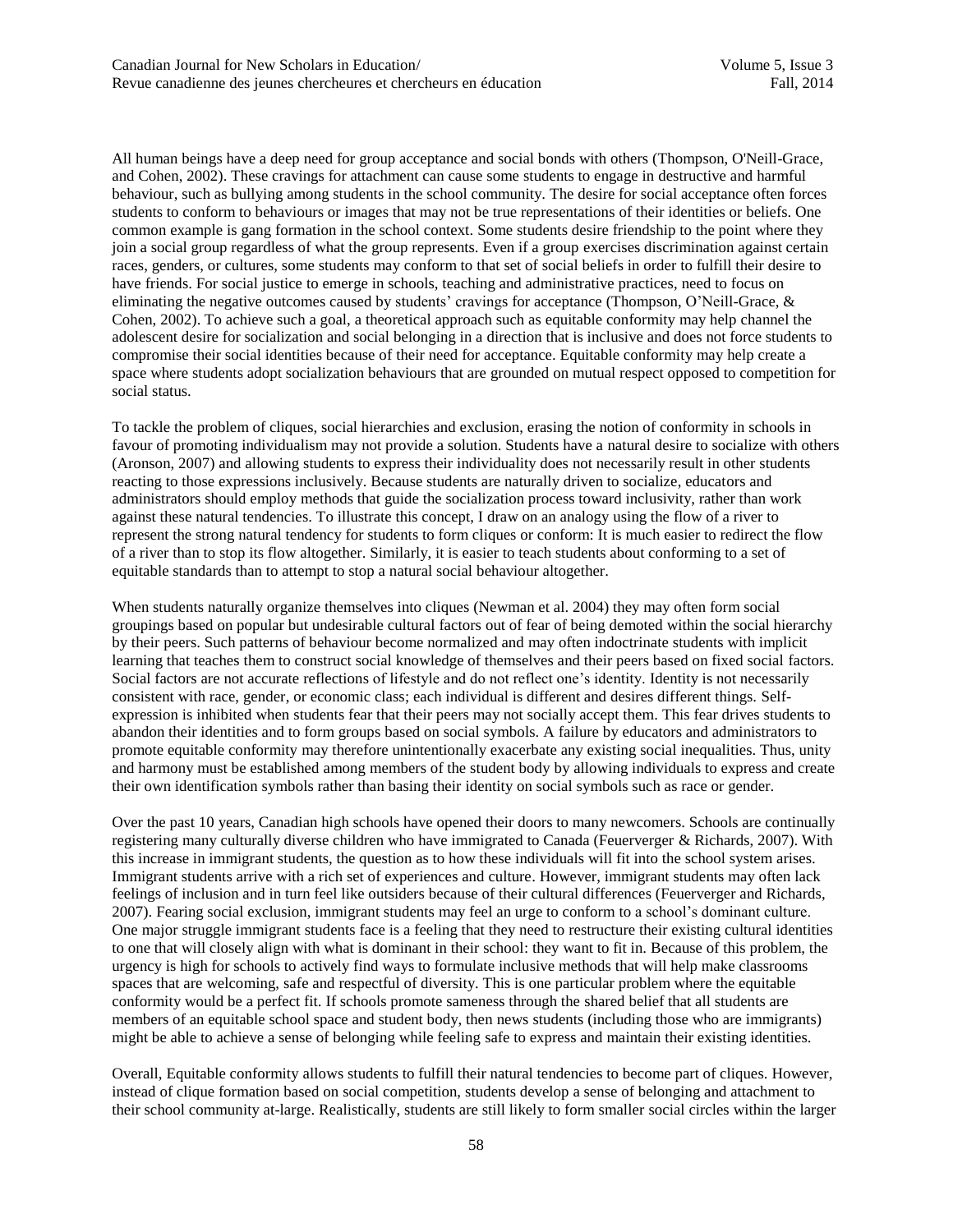All human beings have a deep need for group acceptance and social bonds with others (Thompson, O'Neill-Grace, and Cohen, 2002). These cravings for attachment can cause some students to engage in destructive and harmful behaviour, such as bullying among students in the school community. The desire for social acceptance often forces students to conform to behaviours or images that may not be true representations of their identities or beliefs. One common example is gang formation in the school context. Some students desire friendship to the point where they join a social group regardless of what the group represents. Even if a group exercises discrimination against certain races, genders, or cultures, some students may conform to that set of social beliefs in order to fulfill their desire to have friends. For social justice to emerge in schools, teaching and administrative practices, need to focus on eliminating the negative outcomes caused by students' cravings for acceptance (Thompson, O'Neill-Grace, & Cohen, 2002). To achieve such a goal, a theoretical approach such as equitable conformity may help channel the adolescent desire for socialization and social belonging in a direction that is inclusive and does not force students to compromise their social identities because of their need for acceptance. Equitable conformity may help create a space where students adopt socialization behaviours that are grounded on mutual respect opposed to competition for social status.

To tackle the problem of cliques, social hierarchies and exclusion, erasing the notion of conformity in schools in favour of promoting individualism may not provide a solution. Students have a natural desire to socialize with others (Aronson, 2007) and allowing students to express their individuality does not necessarily result in other students reacting to those expressions inclusively. Because students are naturally driven to socialize, educators and administrators should employ methods that guide the socialization process toward inclusivity, rather than work against these natural tendencies. To illustrate this concept, I draw on an analogy using the flow of a river to represent the strong natural tendency for students to form cliques or conform: It is much easier to redirect the flow of a river than to stop its flow altogether. Similarly, it is easier to teach students about conforming to a set of equitable standards than to attempt to stop a natural social behaviour altogether.

When students naturally organize themselves into cliques (Newman et al. 2004) they may often form social groupings based on popular but undesirable cultural factors out of fear of being demoted within the social hierarchy by their peers. Such patterns of behaviour become normalized and may often indoctrinate students with implicit learning that teaches them to construct social knowledge of themselves and their peers based on fixed social factors. Social factors are not accurate reflections of lifestyle and do not reflect one's identity. Identity is not necessarily consistent with race, gender, or economic class; each individual is different and desires different things. Self-expression is inhibited when students fear that their peers may not socially accept them. This fear drives students to abandon their identities and to form groups based on social symbols. A failure by educators and administrators to promote equitable conformity may therefore unintentionally exacerbate any existing social inequalities. Thus, unity and harmony must be established among members of the student body by allowing individuals to express and create their own identification symbols rather than basing their identity on social symbols such as race or gender.

Over the past 10 years, Canadian high schools have opened their doors to many newcomers. Schools are continually registering many culturally diverse children who have immigrated to Canada (Feuerverger & Richards, 2007). With this increase in immigrant students, the question as to how these individuals will fit into the school system arises. Immigrant students arrive with a rich set of experiences and culture. However, immigrant students may often lack feelings of inclusion and in turn feel like outsiders because of their cultural differences (Feuerverger and Richards, 2007). Fearing social exclusion, immigrant students may feel an urge to conform to a school's dominant culture. One major struggle immigrant students face is a feeling that they need to restructure their existing cultural identities to one that will closely align with what is dominant in their school: they want to fit in. Because of this problem, the urgency is high for schools to actively find ways to formulate inclusive methods that will help make classrooms spaces that are welcoming, safe and respectful of diversity. This is one particular problem where the equitable conformity would be a perfect fit. If schools promote sameness through the shared belief that all students are members of an equitable school space and student body, then news students (including those who are immigrants) might be able to achieve a sense of belonging while feeling safe to express and maintain their existing identities.

Overall, Equitable conformity allows students to fulfill their natural tendencies to become part of cliques. However, instead of clique formation based on social competition, students develop a sense of belonging and attachment to their school community at-large. Realistically, students are still likely to form smaller social circles within the larger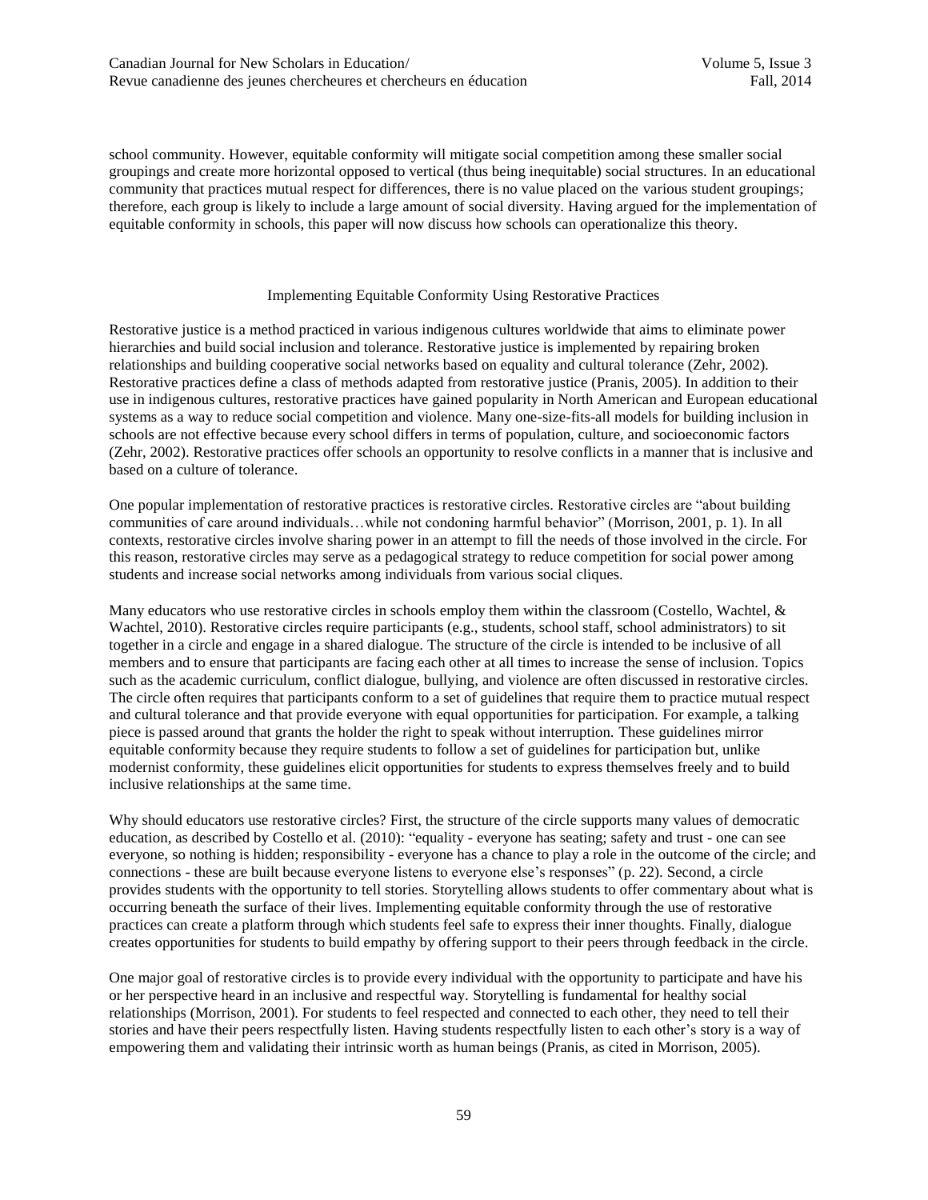school community. However, equitable conformity will mitigate social competition among these smaller social groupings and create more horizontal opposed to vertical (thus being inequitable) social structures. In an educational community that practices mutual respect for differences, there is no value placed on the various student groupings; therefore, each group is likely to include a large amount of social diversity. Having argued for the implementation of equitable conformity in schools, this paper will now discuss how schools can operationalize this theory.

## Implementing Equitable Conformity Using Restorative Practices

Restorative justice is a method practiced in various indigenous cultures worldwide that aims to eliminate power hierarchies and build social inclusion and tolerance. Restorative justice is implemented by repairing broken relationships and building cooperative social networks based on equality and cultural tolerance (Zehr, 2002). Restorative practices define a class of methods adapted from restorative justice (Pranis, 2005). In addition to their use in indigenous cultures, restorative practices have gained popularity in North American and European educational systems as a way to reduce social competition and violence. Many one-size-fits-all models for building inclusion in schools are not effective because every school differs in terms of population, culture, and socioeconomic factors (Zehr, 2002). Restorative practices offer schools an opportunity to resolve conflicts in a manner that is inclusive and based on a culture of tolerance.

One popular implementation of restorative practices is restorative circles. Restorative circles are "about building communities of care around individuals…while not condoning harmful behavior" (Morrison, 2001, p. 1). In all contexts, restorative circles involve sharing power in an attempt to fill the needs of those involved in the circle. For this reason, restorative circles may serve as a pedagogical strategy to reduce competition for social power among students and increase social networks among individuals from various social cliques.

Many educators who use restorative circles in schools employ them within the classroom (Costello, Wachtel, & Wachtel, 2010). Restorative circles require participants (e.g., students, school staff, school administrators) to sit together in a circle and engage in a shared dialogue. The structure of the circle is intended to be inclusive of all members and to ensure that participants are facing each other at all times to increase the sense of inclusion. Topics such as the academic curriculum, conflict dialogue, bullying, and violence are often discussed in restorative circles. The circle often requires that participants conform to a set of guidelines that require them to practice mutual respect and cultural tolerance and that provide everyone with equal opportunities for participation. For example, a talking piece is passed around that grants the holder the right to speak without interruption. These guidelines mirror equitable conformity because they require students to follow a set of guidelines for participation but, unlike modernist conformity, these guidelines elicit opportunities for students to express themselves freely and to build inclusive relationships at the same time.

Why should educators use restorative circles? First, the structure of the circle supports many values of democratic education, as described by Costello et al. (2010): "equality - everyone has seating; safety and trust - one can see everyone, so nothing is hidden; responsibility - everyone has a chance to play a role in the outcome of the circle; and connections - these are built because everyone listens to everyone else's responses" (p. 22). Second, a circle provides students with the opportunity to tell stories. Storytelling allows students to offer commentary about what is occurring beneath the surface of their lives. Implementing equitable conformity through the use of restorative practices can create a platform through which students feel safe to express their inner thoughts. Finally, dialogue creates opportunities for students to build empathy by offering support to their peers through feedback in the circle.

One major goal of restorative circles is to provide every individual with the opportunity to participate and have his or her perspective heard in an inclusive and respectful way. Storytelling is fundamental for healthy social relationships (Morrison, 2001). For students to feel respected and connected to each other, they need to tell their stories and have their peers respectfully listen. Having students respectfully listen to each other's story is a way of empowering them and validating their intrinsic worth as human beings (Pranis, as cited in Morrison, 2005).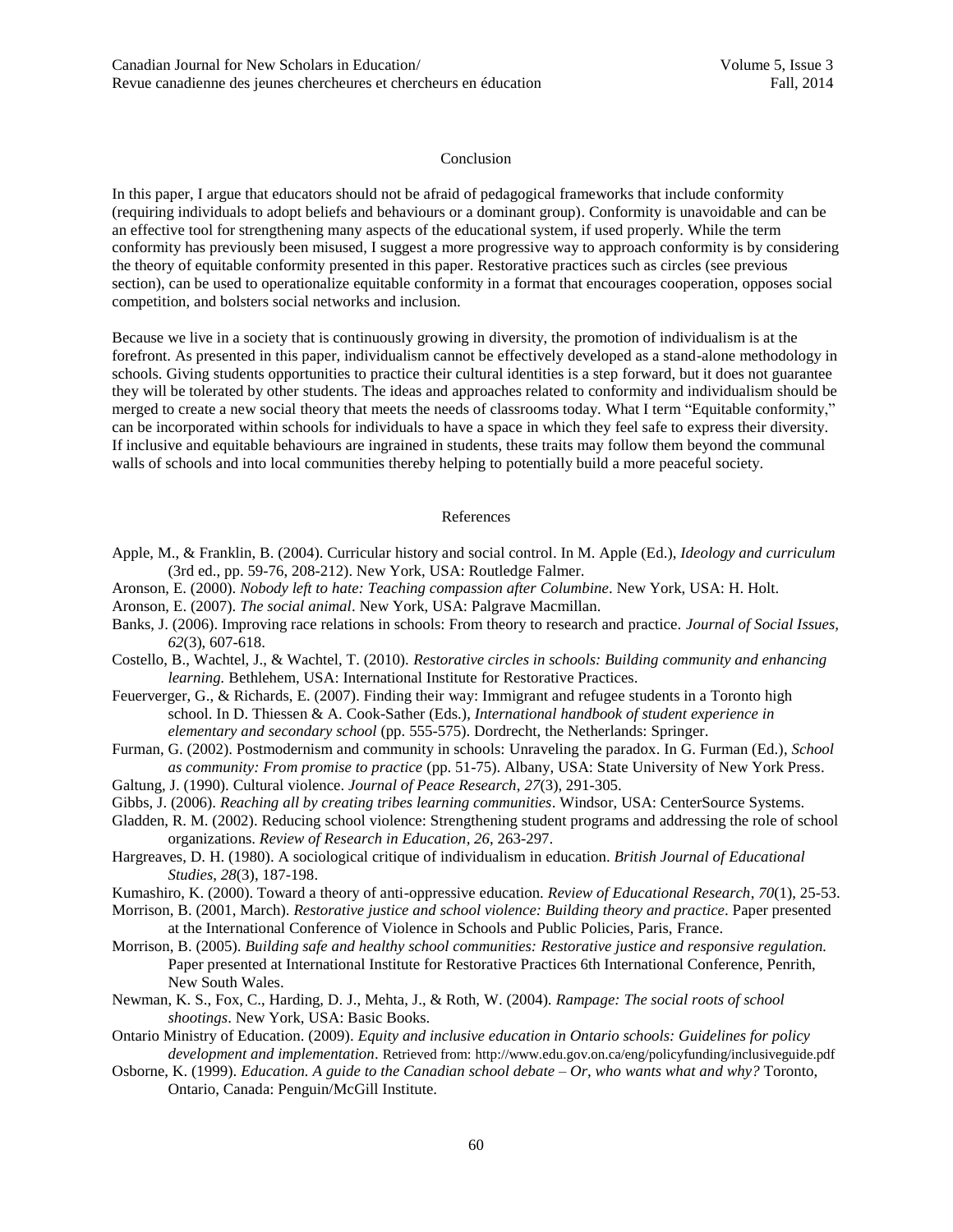## Conclusion

In this paper, I argue that educators should not be afraid of pedagogical frameworks that include conformity (requiring individuals to adopt beliefs and behaviours or a dominant group). Conformity is unavoidable and can be an effective tool for strengthening many aspects of the educational system, if used properly. While the term conformity has previously been misused, I suggest a more progressive way to approach conformity is by considering the theory of equitable conformity presented in this paper. Restorative practices such as circles (see previous section), can be used to operationalize equitable conformity in a format that encourages cooperation, opposes social competition, and bolsters social networks and inclusion.

Because we live in a society that is continuously growing in diversity, the promotion of individualism is at the forefront. As presented in this paper, individualism cannot be effectively developed as a stand-alone methodology in schools. Giving students opportunities to practice their cultural identities is a step forward, but it does not guarantee they will be tolerated by other students. The ideas and approaches related to conformity and individualism should be merged to create a new social theory that meets the needs of classrooms today. What I term "Equitable conformity," can be incorporated within schools for individuals to have a space in which they feel safe to express their diversity. If inclusive and equitable behaviours are ingrained in students, these traits may follow them beyond the communal walls of schools and into local communities thereby helping to potentially build a more peaceful society.

## References

Apple, M., & Franklin, B. (2004). Curricular history and social control. In M. Apple (Ed.), *Ideology and curriculum* (3rd ed., pp. 59-76, 208-212). New York, USA: Routledge Falmer.

Aronson, E. (2000). *Nobody left to hate: Teaching compassion after Columbine*. New York, USA: H. Holt.

Aronson, E. (2007). *The social animal*. New York, USA: Palgrave Macmillan.

Banks, J. (2006). Improving race relations in schools: From theory to research and practice. *Journal of Social Issues, 62*(3), 607-618.

Costello, B., Wachtel, J., & Wachtel, T. (2010). *Restorative circles in schools: Building community and enhancing learning.* Bethlehem, USA: International Institute for Restorative Practices.

Feuerverger, G., & Richards, E. (2007). Finding their way: Immigrant and refugee students in a Toronto high school. In D. Thiessen & A. Cook-Sather (Eds.), *International handbook of student experience in elementary and secondary school* (pp. 555-575). Dordrecht, the Netherlands: Springer.

Furman, G. (2002). Postmodernism and community in schools: Unraveling the paradox. In G. Furman (Ed.), *School as community: From promise to practice* (pp. 51-75). Albany, USA: State University of New York Press.

Galtung, J. (1990). Cultural violence. *Journal of Peace Research*, *27*(3), 291-305.

Gibbs, J. (2006). *Reaching all by creating tribes learning communities*. Windsor, USA: CenterSource Systems.

Gladden, R. M. (2002). Reducing school violence: Strengthening student programs and addressing the role of school organizations. *Review of Research in Education, 26*, 263-297.

Hargreaves, D. H. (1980). A sociological critique of individualism in education. *British Journal of Educational Studies*, *28*(3), 187-198.

Kumashiro, K. (2000). Toward a theory of anti-oppressive education. *Review of Educational Research*, *70*(1), 25-53.

Morrison, B. (2001, March). *Restorative justice and school violence: Building theory and practice*. Paper presented at the International Conference of Violence in Schools and Public Policies, Paris, France.

Morrison, B. (2005). *Building safe and healthy school communities: Restorative justice and responsive regulation.* Paper presented at International Institute for Restorative Practices 6th International Conference, Penrith, New South Wales.

Newman, K. S., Fox, C., Harding, D. J., Mehta, J., & Roth, W. (2004). *Rampage: The social roots of school shootings*. New York, USA: Basic Books.

Ontario Ministry of Education. (2009). *Equity and inclusive education in Ontario schools: Guidelines for policy development and implementation*. Retrieved from: http://www.edu.gov.on.ca/eng/policyfunding/inclusiveguide.pdf

Osborne, K. (1999). *Education. A guide to the Canadian school debate – Or, who wants what and why?* Toronto, Ontario, Canada: Penguin/McGill Institute.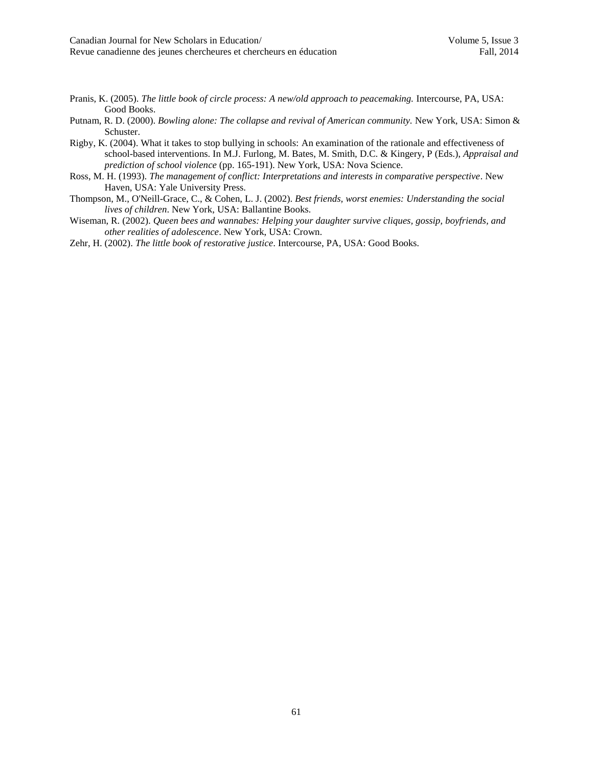Pranis, K. (2005). *The little book of circle process: A new/old approach to peacemaking.* Intercourse, PA, USA: Good Books.

Putnam, R. D. (2000). *Bowling alone: The collapse and revival of American community.* New York, USA: Simon & Schuster.

Rigby, K. (2004). What it takes to stop bullying in schools: An examination of the rationale and effectiveness of school-based interventions. In M.J. Furlong, M. Bates, M. Smith, D.C. & Kingery, P (Eds.), *Appraisal and prediction of school violence* (pp. 165-191). New York, USA: Nova Science.

Ross, M. H. (1993). *The management of conflict: Interpretations and interests in comparative perspective*. New Haven, USA: Yale University Press.

Thompson, M., O'Neill-Grace, C., & Cohen, L. J. (2002). *Best friends, worst enemies: Understanding the social lives of children*. New York, USA: Ballantine Books.

Wiseman, R. (2002). *Queen bees and wannabes: Helping your daughter survive cliques, gossip, boyfriends, and other realities of adolescence*. New York, USA: Crown.

Zehr, H. (2002). *The little book of restorative justice*. Intercourse, PA, USA: Good Books.